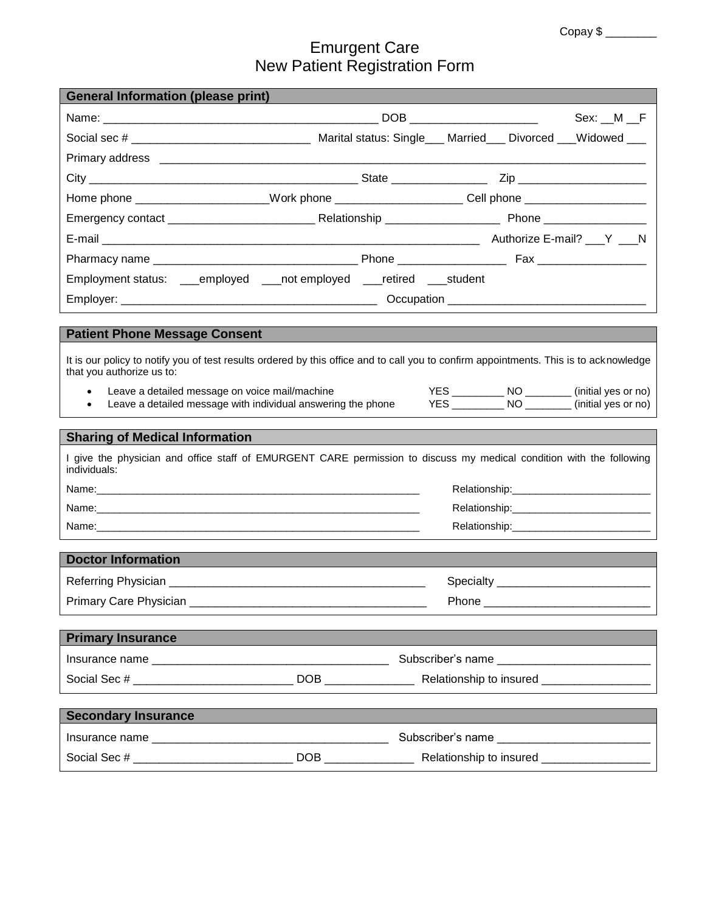Copay $ ________

# Emurgent Care
## New Patient Registration Form

### General Information (please print)

Name: __________________________________________ DOB ____________________ Sex: __M __F

Social sec # ____________________________ Marital status: Single___ Married___ Divorced ___Widowed ___

Primary address ________________________________________________________________________________

City ___________________________________________ State _______________ Zip ____________________

Home phone _____________________Work phone ____________________ Cell phone ___________________

Emergency contact _______________________ Relationship __________________ Phone ________________

E-mail ____________________________________________________________ Authorize E-mail? ___Y ___N

Pharmacy name ________________________________ Phone _________________ Fax _________________

Employment status: ___employed ___not employed ___retired ___student

Employer: _______________________________________ Occupation ______________________________

### Patient Phone Message Consent

It is our policy to notify you of test results ordered by this office and to call you to confirm appointments. This is to acknowledge that you authorize us to:

- Leave a detailed message on voice mail/machine YES _________ NO ________ (initial yes or no)
- Leave a detailed message with individual answering the phone YES _________ NO ________ (initial yes or no)

### Sharing of Medical Information

I give the physician and office staff of EMURGENT CARE permission to discuss my medical condition with the following individuals:

Name:____________________________________________________________ Relationship:________________________

Name:____________________________________________________________ Relationship:________________________

Name:____________________________________________________________ Relationship:________________________

### Doctor Information

Referring Physician ________________________________________ Specialty ________________________

Primary Care Physician _____________________________________ Phone __________________________

### Primary Insurance

Insurance name ____________________________________ Subscriber's name ________________________

Social Sec # _________________________ DOB ______________ Relationship to insured _________________

### Secondary Insurance

Insurance name ____________________________________ Subscriber's name ________________________

Social Sec # _________________________ DOB ______________ Relationship to insured _________________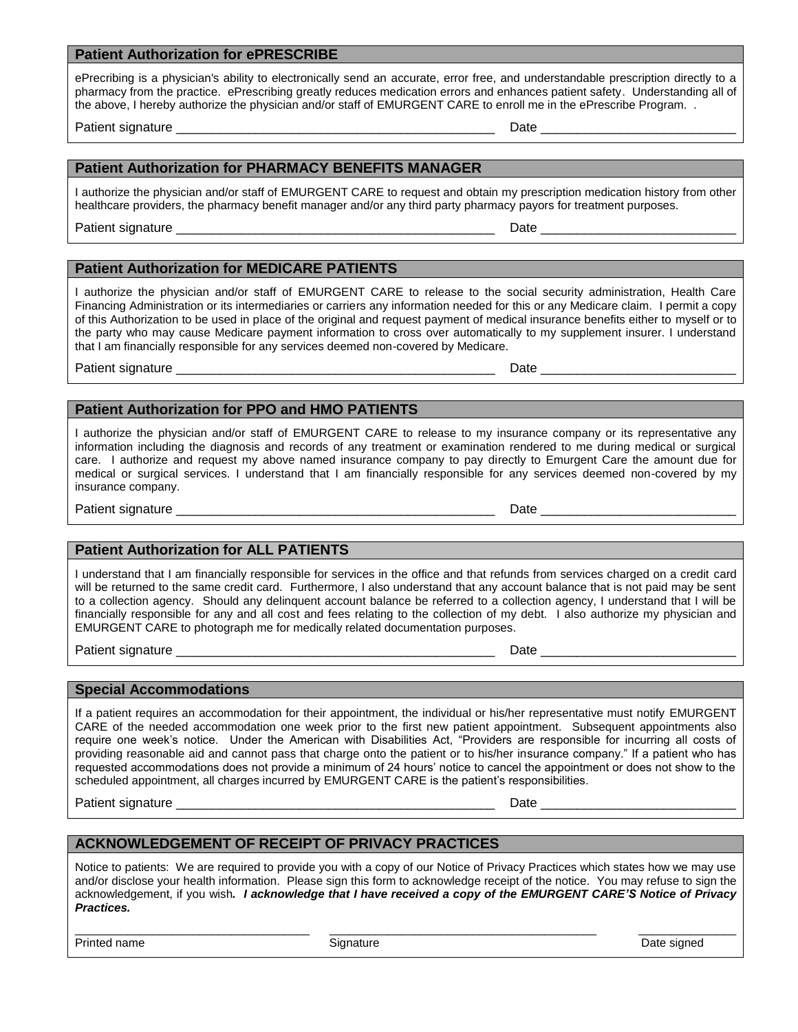## Patient Authorization for ePRESCRIBE

ePrecribing is a physician's ability to electronically send an accurate, error free, and understandable prescription directly to a pharmacy from the practice. ePrescribing greatly reduces medication errors and enhances patient safety. Understanding all of the above, I hereby authorize the physician and/or staff of EMURGENT CARE to enroll me in the ePrescribe Program. .

Patient signature ____________________________________________ Date __________________________

## Patient Authorization for PHARMACY BENEFITS MANAGER

I authorize the physician and/or staff of EMURGENT CARE to request and obtain my prescription medication history from other healthcare providers, the pharmacy benefit manager and/or any third party pharmacy payors for treatment purposes.

Patient signature ____________________________________________ Date __________________________

## Patient Authorization for MEDICARE PATIENTS

I authorize the physician and/or staff of EMURGENT CARE to release to the social security administration, Health Care Financing Administration or its intermediaries or carriers any information needed for this or any Medicare claim. I permit a copy of this Authorization to be used in place of the original and request payment of medical insurance benefits either to myself or to the party who may cause Medicare payment information to cross over automatically to my supplement insurer. I understand that I am financially responsible for any services deemed non-covered by Medicare.

Patient signature ____________________________________________ Date __________________________

## Patient Authorization for PPO and HMO PATIENTS

I authorize the physician and/or staff of EMURGENT CARE to release to my insurance company or its representative any information including the diagnosis and records of any treatment or examination rendered to me during medical or surgical care. I authorize and request my above named insurance company to pay directly to Emurgent Care the amount due for medical or surgical services. I understand that I am financially responsible for any services deemed non-covered by my insurance company.

Patient signature ____________________________________________ Date __________________________

## Patient Authorization for ALL PATIENTS

I understand that I am financially responsible for services in the office and that refunds from services charged on a credit card will be returned to the same credit card. Furthermore, I also understand that any account balance that is not paid may be sent to a collection agency. Should any delinquent account balance be referred to a collection agency, I understand that I will be financially responsible for any and all cost and fees relating to the collection of my debt. I also authorize my physician and EMURGENT CARE to photograph me for medically related documentation purposes.

Patient signature ____________________________________________ Date __________________________

## Special Accommodations

If a patient requires an accommodation for their appointment, the individual or his/her representative must notify EMURGENT CARE of the needed accommodation one week prior to the first new patient appointment. Subsequent appointments also require one week's notice. Under the American with Disabilities Act, "Providers are responsible for incurring all costs of providing reasonable aid and cannot pass that charge onto the patient or to his/her insurance company." If a patient who has requested accommodations does not provide a minimum of 24 hours' notice to cancel the appointment or does not show to the scheduled appointment, all charges incurred by EMURGENT CARE is the patient's responsibilities.

Patient signature ____________________________________________ Date __________________________

## ACKNOWLEDGEMENT OF RECEIPT OF PRIVACY PRACTICES

Notice to patients: We are required to provide you with a copy of our Notice of Privacy Practices which states how we may use and/or disclose your health information. Please sign this form to acknowledge receipt of the notice. You may refuse to sign the acknowledgement, if you wish***. I acknowledge that I have received a copy of the EMURGENT CARE'S Notice of Privacy Practices.***

___________________________________ ________________________________________ _______________

Printed name Signature Date signed